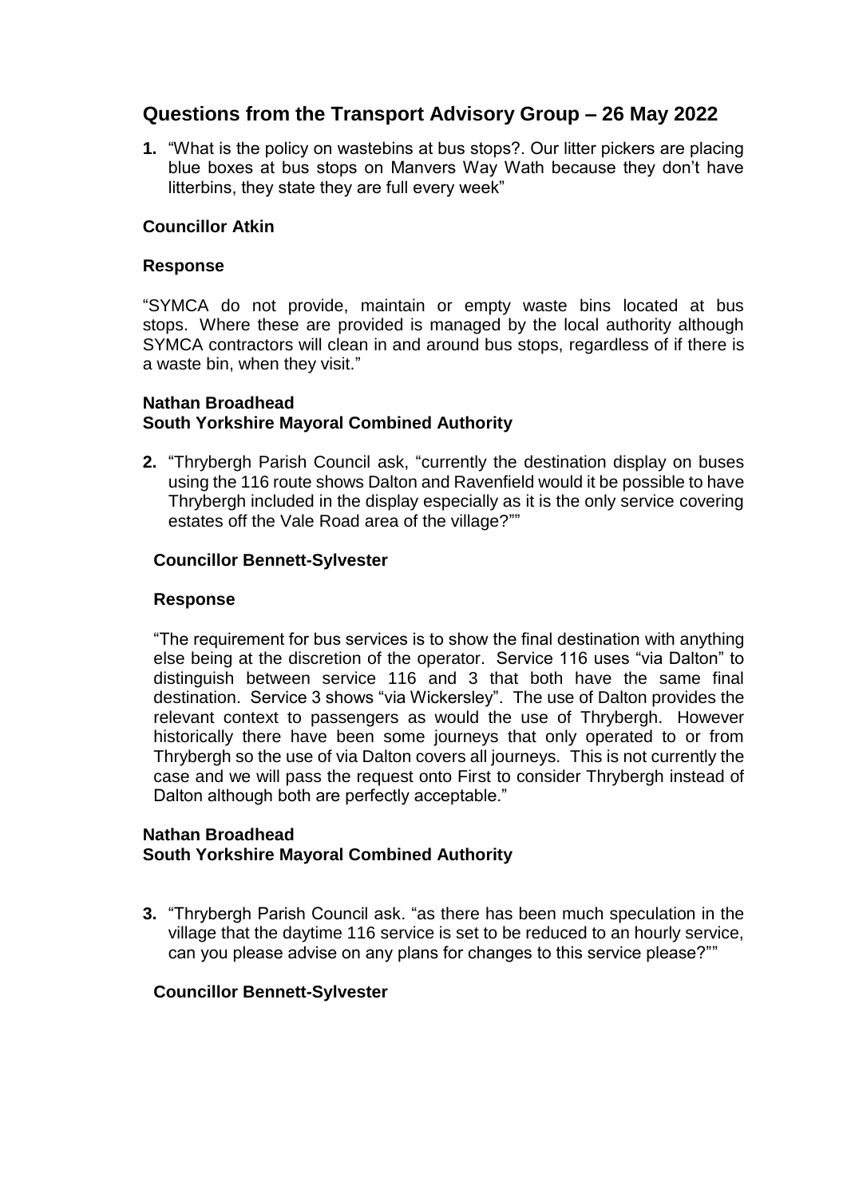# Questions from the Transport Advisory Group – 26 May 2022

**1.** "What is the policy on wastebins at bus stops?. Our litter pickers are placing blue boxes at bus stops on Manvers Way Wath because they don't have litterbins, they state they are full every week"

**Councillor Atkin**

**Response**

"SYMCA do not provide, maintain or empty waste bins located at bus stops. Where these are provided is managed by the local authority although SYMCA contractors will clean in and around bus stops, regardless of if there is a waste bin, when they visit."

**Nathan Broadhead**
**South Yorkshire Mayoral Combined Authority**

**2.** "Thrybergh Parish Council ask, "currently the destination display on buses using the 116 route shows Dalton and Ravenfield would it be possible to have Thrybergh included in the display especially as it is the only service covering estates off the Vale Road area of the village?""

**Councillor Bennett-Sylvester**

**Response**

"The requirement for bus services is to show the final destination with anything else being at the discretion of the operator. Service 116 uses "via Dalton" to distinguish between service 116 and 3 that both have the same final destination. Service 3 shows "via Wickersley". The use of Dalton provides the relevant context to passengers as would the use of Thrybergh. However historically there have been some journeys that only operated to or from Thrybergh so the use of via Dalton covers all journeys. This is not currently the case and we will pass the request onto First to consider Thrybergh instead of Dalton although both are perfectly acceptable."

**Nathan Broadhead**
**South Yorkshire Mayoral Combined Authority**

**3.** "Thrybergh Parish Council ask. "as there has been much speculation in the village that the daytime 116 service is set to be reduced to an hourly service, can you please advise on any plans for changes to this service please?""

**Councillor Bennett-Sylvester**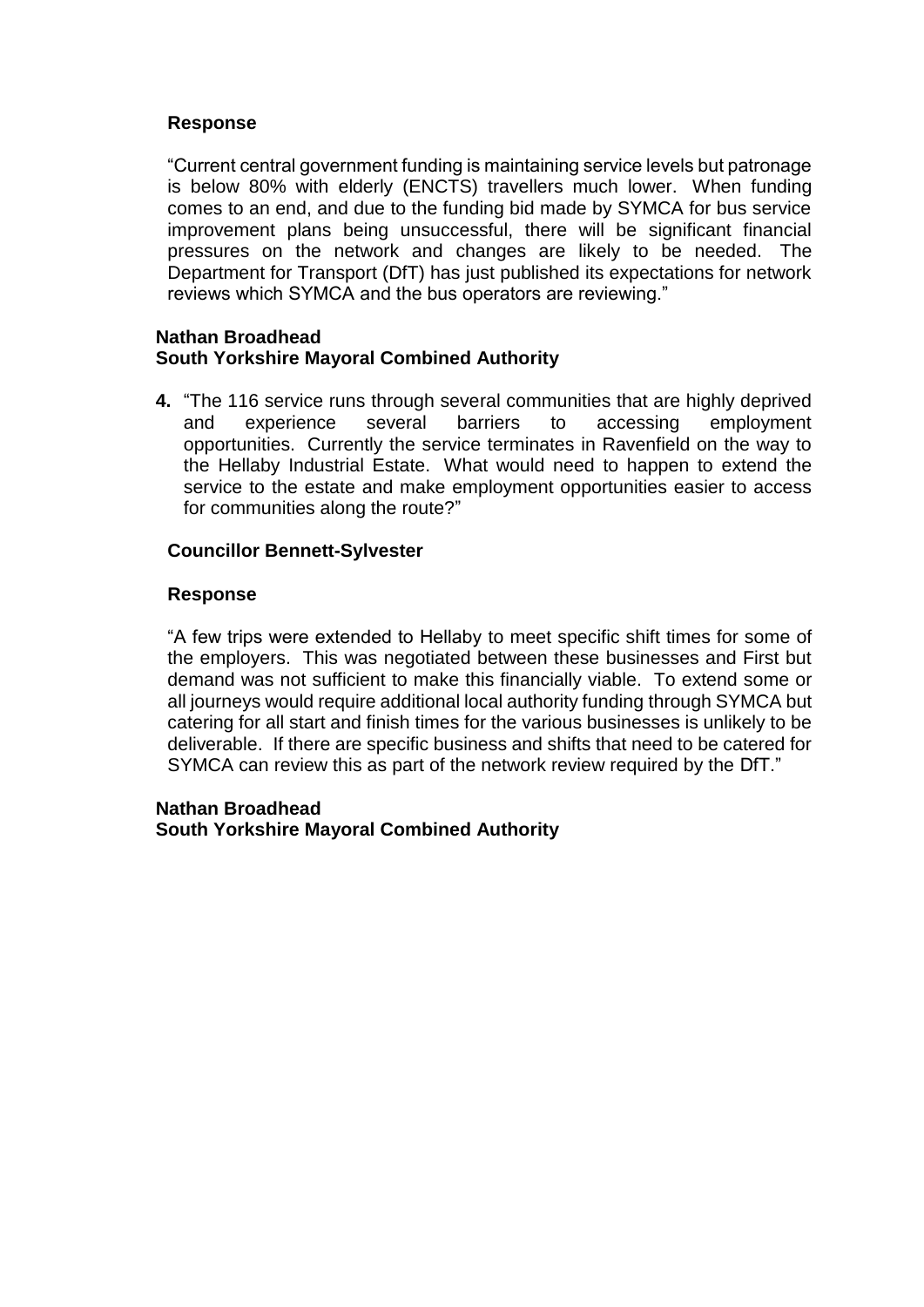**Response**

"Current central government funding is maintaining service levels but patronage is below 80% with elderly (ENCTS) travellers much lower. When funding comes to an end, and due to the funding bid made by SYMCA for bus service improvement plans being unsuccessful, there will be significant financial pressures on the network and changes are likely to be needed. The Department for Transport (DfT) has just published its expectations for network reviews which SYMCA and the bus operators are reviewing."

**Nathan Broadhead**
**South Yorkshire Mayoral Combined Authority**

4. "The 116 service runs through several communities that are highly deprived and experience several barriers to accessing employment opportunities. Currently the service terminates in Ravenfield on the way to the Hellaby Industrial Estate. What would need to happen to extend the service to the estate and make employment opportunities easier to access for communities along the route?"

**Councillor Bennett-Sylvester**

**Response**

"A few trips were extended to Hellaby to meet specific shift times for some of the employers. This was negotiated between these businesses and First but demand was not sufficient to make this financially viable. To extend some or all journeys would require additional local authority funding through SYMCA but catering for all start and finish times for the various businesses is unlikely to be deliverable. If there are specific business and shifts that need to be catered for SYMCA can review this as part of the network review required by the DfT."

**Nathan Broadhead**
**South Yorkshire Mayoral Combined Authority**